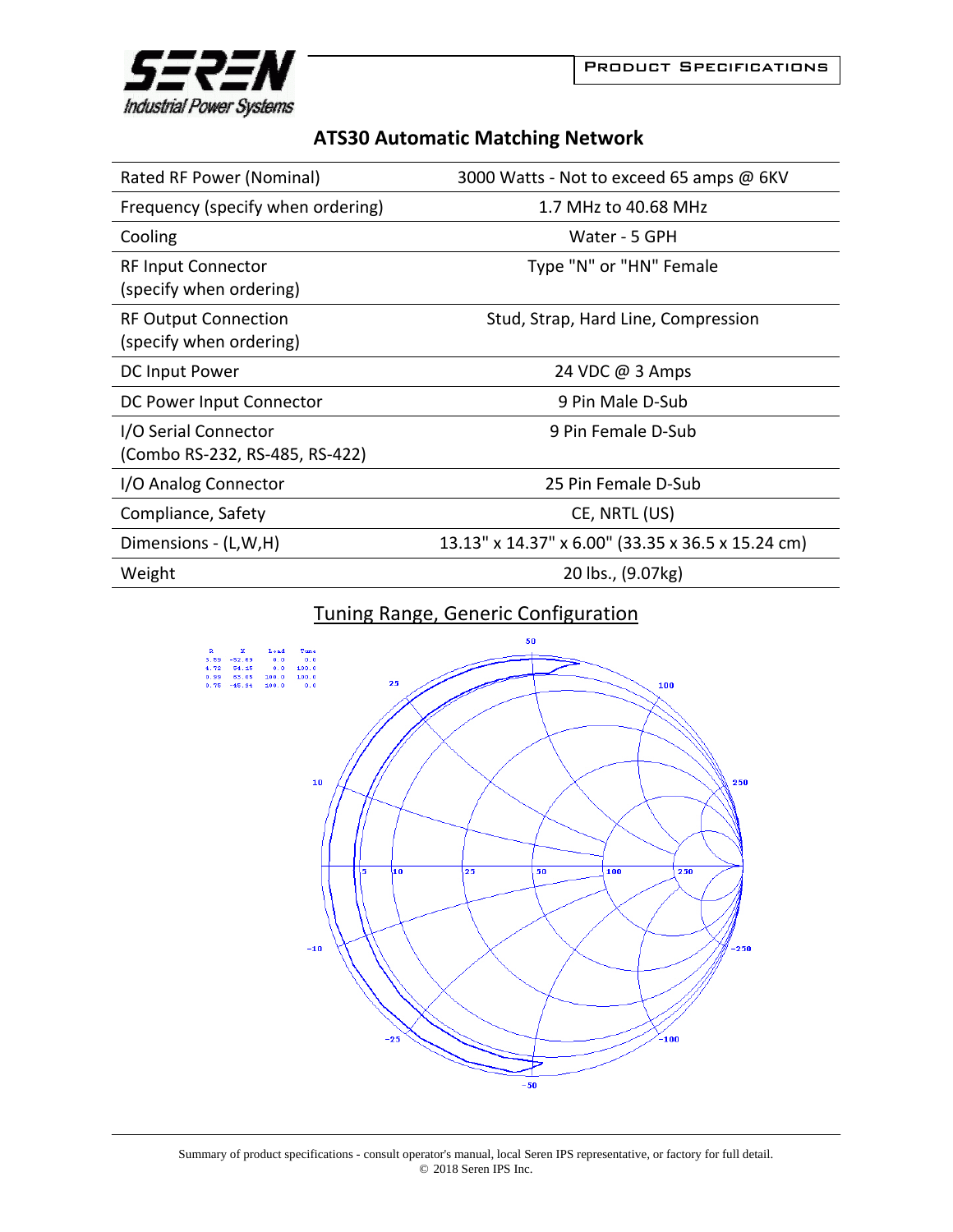**PRODUCT SPECIFICATIONS**

# ATS30 Automatic Matching Network

| | |
|---|---|
| Rated RF Power (Nominal) | 3000 Watts - Not to exceed 65 amps @ 6KV |
| Frequency (specify when ordering) | 1.7 MHz to 40.68 MHz |
| Cooling | Water - 5 GPH |
| RF Input Connector (specify when ordering) | Type "N" or "HN" Female |
| RF Output Connection (specify when ordering) | Stud, Strap, Hard Line, Compression |
| DC Input Power | 24 VDC @ 3 Amps |
| DC Power Input Connector | 9 Pin Male D-Sub |
| I/O Serial Connector (Combo RS-232, RS-485, RS-422) | 9 Pin Female D-Sub |
| I/O Analog Connector | 25 Pin Female D-Sub |
| Compliance, Safety | CE, NRTL (US) |
| Dimensions - (L,W,H) | 13.13" x 14.37" x 6.00" (33.35 x 36.5 x 15.24 cm) |
| Weight | 20 lbs., (9.07kg) |

## Tuning Range, Generic Configuration

| R | X | Load | Tune |
|---|---|---|---|
| 3.59 | -52.69 | 0.0 | 0.0 |
| 4.72 | 54.15 | 0.0 | 100.0 |
| 0.99 | 53.65 | 100.0 | 100.0 |
| 0.75 | -45.94 | 100.0 | 0.0 |

Summary of product specifications - consult operator's manual, local Seren IPS representative, or factory for full detail.
© 2018 Seren IPS Inc.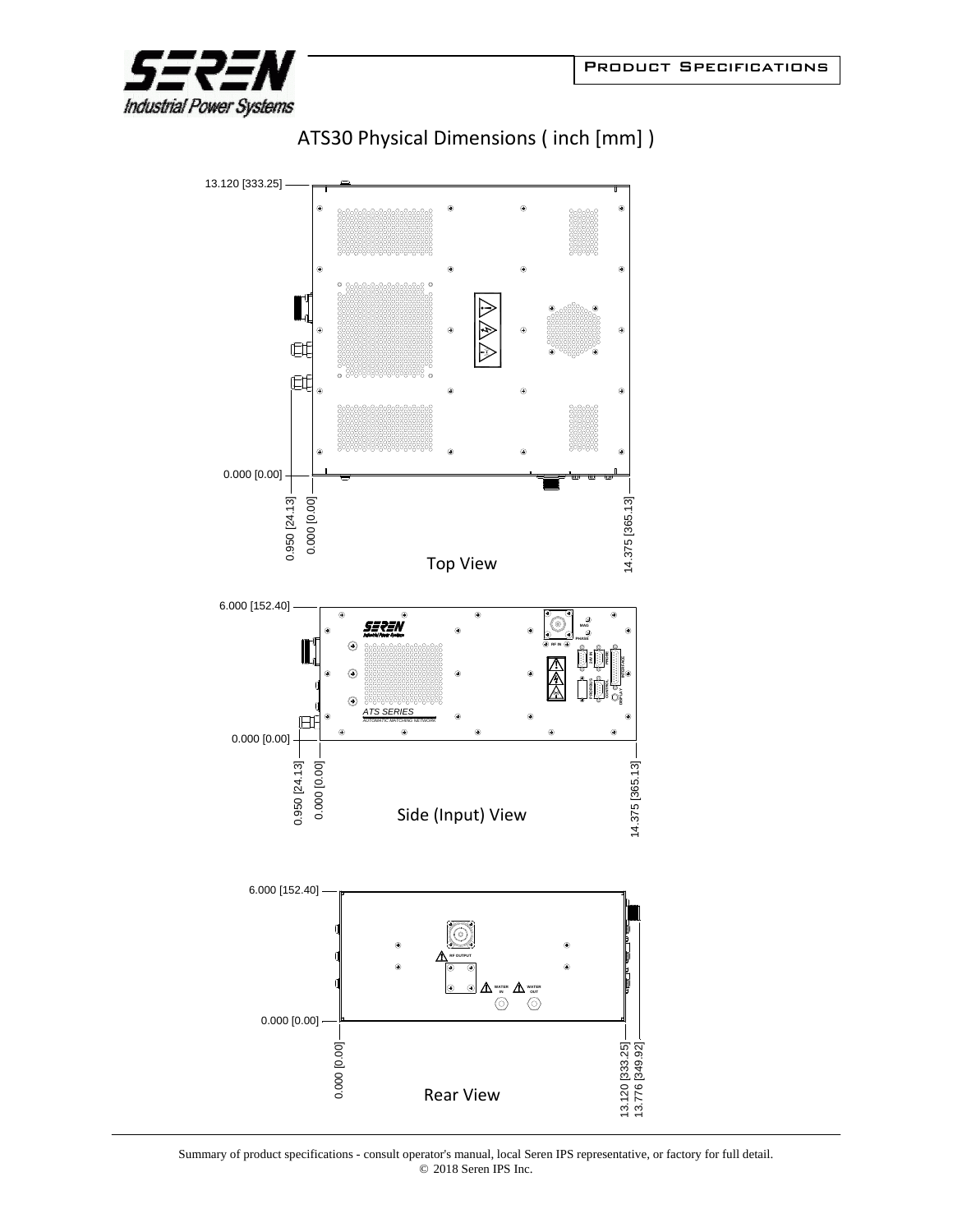# ATS30 Physical Dimensions ( inch [mm] )

13.120 [333.25]

0.000 [0.00]

0.950 [24.13]

0.000 [0.00]

14.375 [365.13]

Top View

6.000 [152.40]

0.000 [0.00]

0.950 [24.13]

0.000 [0.00]

14.375 [365.13]

ATS SERIES

AUTOMATIC MATCHING NETWORK

RF IN

MAG

PHASE

INTERFACE

DISPLAY

Side (Input) View

6.000 [152.40]

0.000 [0.00]

RF OUTPUT

WATER IN

WATER OUT

0.000 [0.00]

13.120 [333.25]

13.776 [349.92]

Rear View

Summary of product specifications - consult operator's manual, local Seren IPS representative, or factory for full detail.
© 2018 Seren IPS Inc.